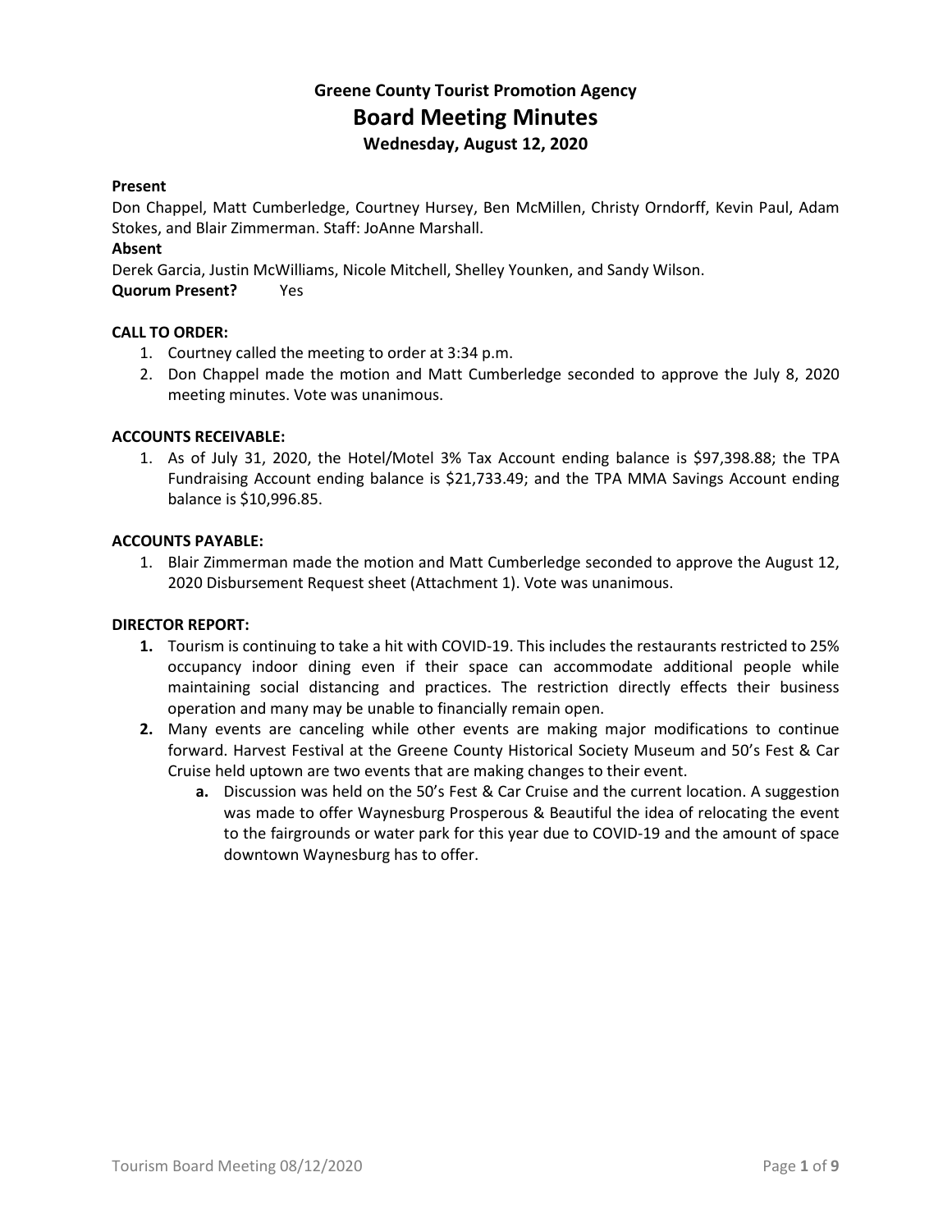# Greene County Tourist Promotion Agency

## Board Meeting Minutes

### Wednesday, August 12, 2020

**Present**

Don Chappel, Matt Cumberledge, Courtney Hursey, Ben McMillen, Christy Orndorff, Kevin Paul, Adam Stokes, and Blair Zimmerman. Staff: JoAnne Marshall.

**Absent**

Derek Garcia, Justin McWilliams, Nicole Mitchell, Shelley Younken, and Sandy Wilson.

**Quorum Present?** Yes

**CALL TO ORDER:**

1. Courtney called the meeting to order at 3:34 p.m.
2. Don Chappel made the motion and Matt Cumberledge seconded to approve the July 8, 2020 meeting minutes. Vote was unanimous.

**ACCOUNTS RECEIVABLE:**

1. As of July 31, 2020, the Hotel/Motel 3% Tax Account ending balance is $97,398.88; the TPA Fundraising Account ending balance is $21,733.49; and the TPA MMA Savings Account ending balance is $10,996.85.

**ACCOUNTS PAYABLE:**

1. Blair Zimmerman made the motion and Matt Cumberledge seconded to approve the August 12, 2020 Disbursement Request sheet (Attachment 1). Vote was unanimous.

**DIRECTOR REPORT:**

1. Tourism is continuing to take a hit with COVID-19. This includes the restaurants restricted to 25% occupancy indoor dining even if their space can accommodate additional people while maintaining social distancing and practices. The restriction directly effects their business operation and many may be unable to financially remain open.
2. Many events are canceling while other events are making major modifications to continue forward. Harvest Festival at the Greene County Historical Society Museum and 50's Fest & Car Cruise held uptown are two events that are making changes to their event.
   a. Discussion was held on the 50's Fest & Car Cruise and the current location. A suggestion was made to offer Waynesburg Prosperous & Beautiful the idea of relocating the event to the fairgrounds or water park for this year due to COVID-19 and the amount of space downtown Waynesburg has to offer.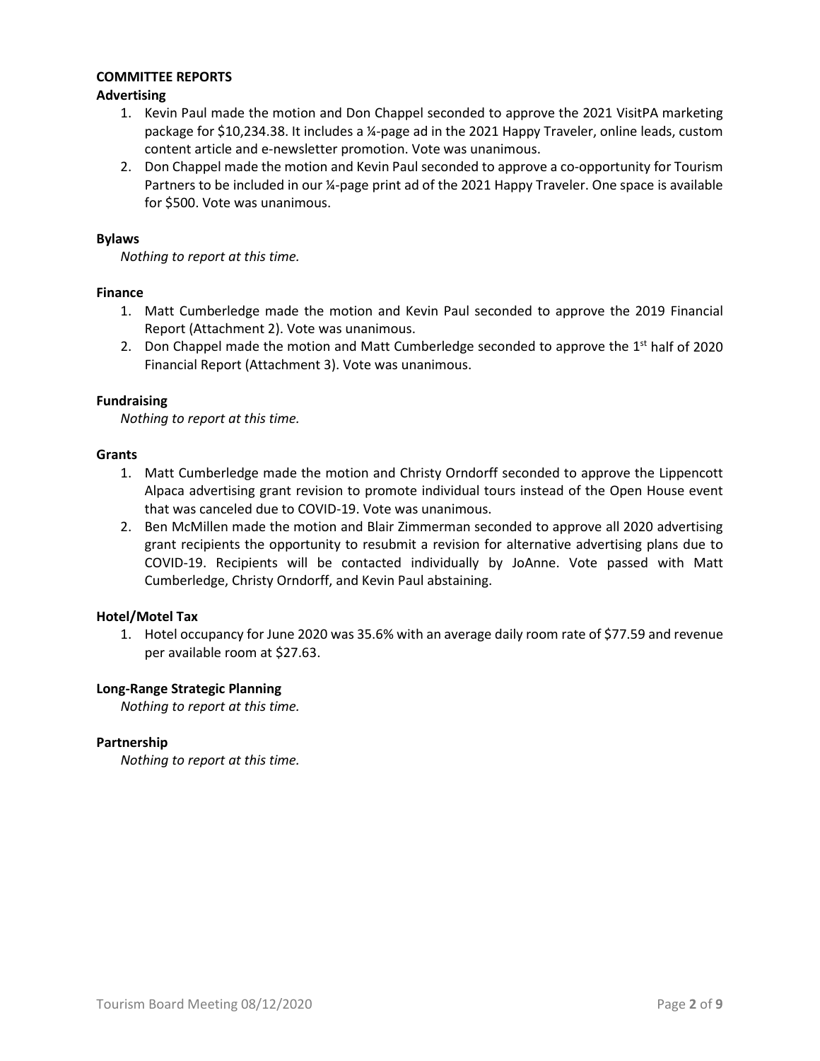**COMMITTEE REPORTS**

**Advertising**

1. Kevin Paul made the motion and Don Chappel seconded to approve the 2021 VisitPA marketing package for $10,234.38. It includes a ¼-page ad in the 2021 Happy Traveler, online leads, custom content article and e-newsletter promotion. Vote was unanimous.
2. Don Chappel made the motion and Kevin Paul seconded to approve a co-opportunity for Tourism Partners to be included in our ¼-page print ad of the 2021 Happy Traveler. One space is available for $500. Vote was unanimous.

**Bylaws**

*Nothing to report at this time.*

**Finance**

1. Matt Cumberledge made the motion and Kevin Paul seconded to approve the 2019 Financial Report (Attachment 2). Vote was unanimous.
2. Don Chappel made the motion and Matt Cumberledge seconded to approve the 1st half of 2020 Financial Report (Attachment 3). Vote was unanimous.

**Fundraising**

*Nothing to report at this time.*

**Grants**

1. Matt Cumberledge made the motion and Christy Orndorff seconded to approve the Lippencott Alpaca advertising grant revision to promote individual tours instead of the Open House event that was canceled due to COVID-19. Vote was unanimous.
2. Ben McMillen made the motion and Blair Zimmerman seconded to approve all 2020 advertising grant recipients the opportunity to resubmit a revision for alternative advertising plans due to COVID-19. Recipients will be contacted individually by JoAnne. Vote passed with Matt Cumberledge, Christy Orndorff, and Kevin Paul abstaining.

**Hotel/Motel Tax**

1. Hotel occupancy for June 2020 was 35.6% with an average daily room rate of $77.59 and revenue per available room at $27.63.

**Long-Range Strategic Planning**

*Nothing to report at this time.*

**Partnership**

*Nothing to report at this time.*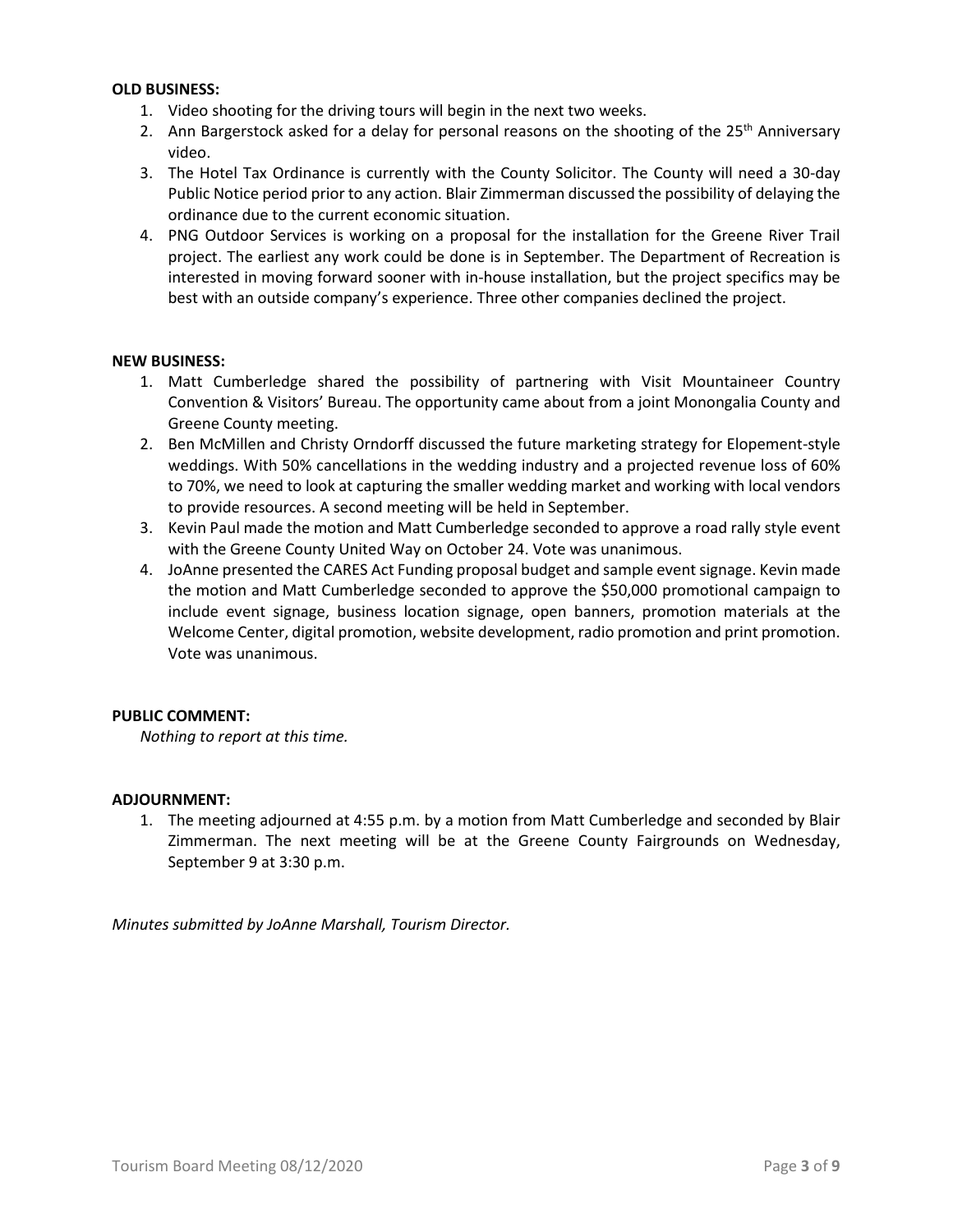**OLD BUSINESS:**

1. Video shooting for the driving tours will begin in the next two weeks.
2. Ann Bargerstock asked for a delay for personal reasons on the shooting of the 25th Anniversary video.
3. The Hotel Tax Ordinance is currently with the County Solicitor. The County will need a 30-day Public Notice period prior to any action. Blair Zimmerman discussed the possibility of delaying the ordinance due to the current economic situation.
4. PNG Outdoor Services is working on a proposal for the installation for the Greene River Trail project. The earliest any work could be done is in September. The Department of Recreation is interested in moving forward sooner with in-house installation, but the project specifics may be best with an outside company's experience. Three other companies declined the project.

**NEW BUSINESS:**

1. Matt Cumberledge shared the possibility of partnering with Visit Mountaineer Country Convention & Visitors' Bureau. The opportunity came about from a joint Monongalia County and Greene County meeting.
2. Ben McMillen and Christy Orndorff discussed the future marketing strategy for Elopement-style weddings. With 50% cancellations in the wedding industry and a projected revenue loss of 60% to 70%, we need to look at capturing the smaller wedding market and working with local vendors to provide resources. A second meeting will be held in September.
3. Kevin Paul made the motion and Matt Cumberledge seconded to approve a road rally style event with the Greene County United Way on October 24. Vote was unanimous.
4. JoAnne presented the CARES Act Funding proposal budget and sample event signage. Kevin made the motion and Matt Cumberledge seconded to approve the $50,000 promotional campaign to include event signage, business location signage, open banners, promotion materials at the Welcome Center, digital promotion, website development, radio promotion and print promotion. Vote was unanimous.

**PUBLIC COMMENT:**

*Nothing to report at this time.*

**ADJOURNMENT:**

1. The meeting adjourned at 4:55 p.m. by a motion from Matt Cumberledge and seconded by Blair Zimmerman. The next meeting will be at the Greene County Fairgrounds on Wednesday, September 9 at 3:30 p.m.

*Minutes submitted by JoAnne Marshall, Tourism Director.*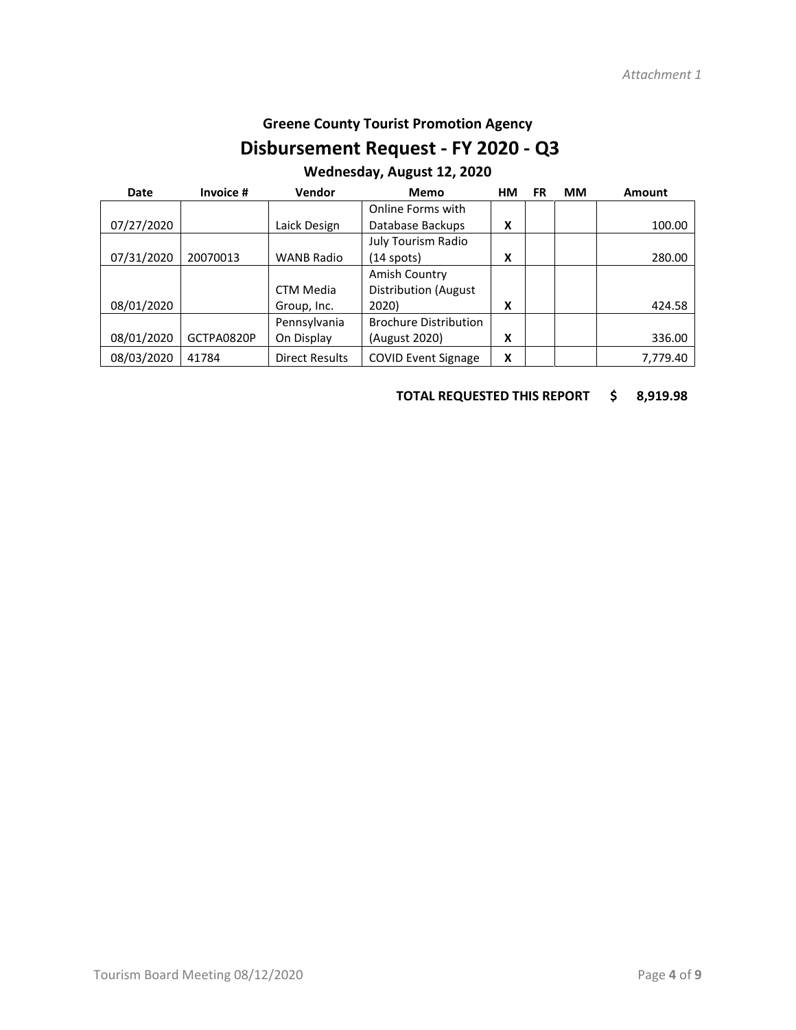*Attachment 1*

## Greene County Tourist Promotion Agency

# Disbursement Request - FY 2020 - Q3

### Wednesday, August 12, 2020

| Date | Invoice # | Vendor | Memo | HM | FR | MM | Amount |
|---|---|---|---|---|---|---|---|
| 07/27/2020 | | Laick Design | Online Forms with Database Backups | X | | | 100.00 |
| 07/31/2020 | 20070013 | WANB Radio | July Tourism Radio (14 spots) | X | | | 280.00 |
| 08/01/2020 | | CTM Media Group, Inc. | Amish Country Distribution (August 2020) | X | | | 424.58 |
| 08/01/2020 | GCTPA0820P | Pennsylvania On Display | Brochure Distribution (August 2020) | X | | | 336.00 |
| 08/03/2020 | 41784 | Direct Results | COVID Event Signage | X | | | 7,779.40 |

**TOTAL REQUESTED THIS REPORT $ 8,919.98**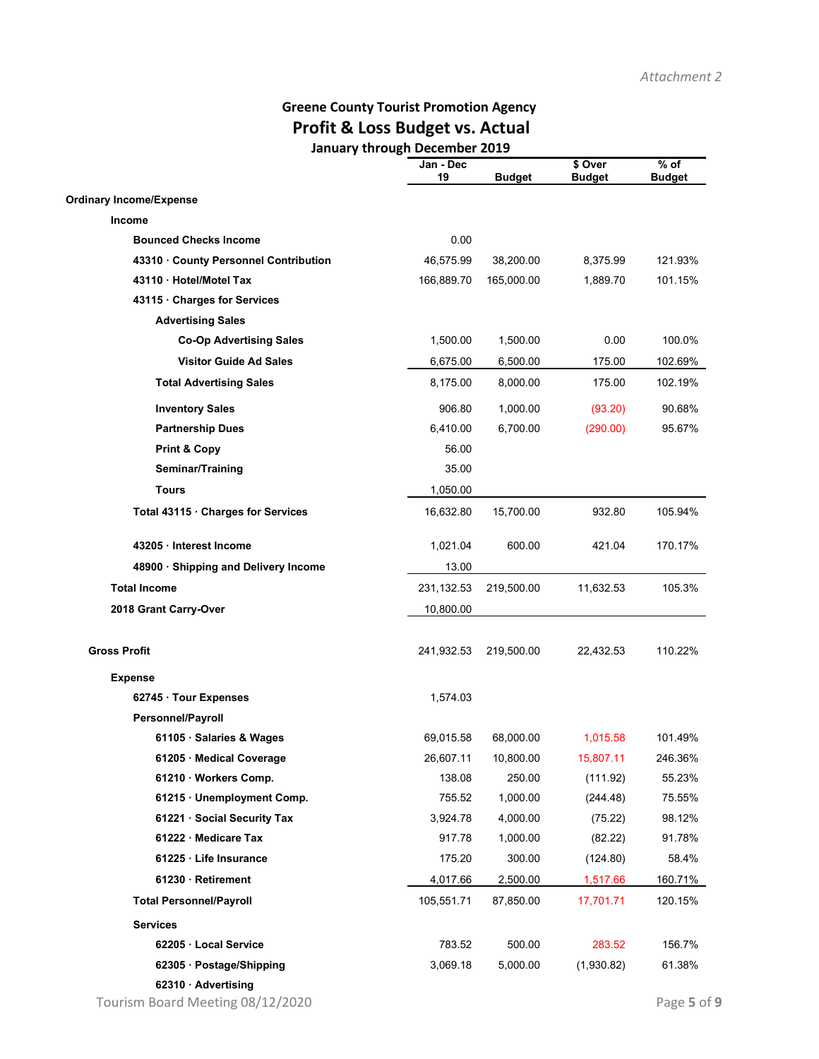Attachment 2

## Greene County Tourist Promotion Agency
# Profit & Loss Budget vs. Actual
### January through December 2019

| | Jan - Dec 19 | Budget | $ Over Budget | % of Budget |
|---|---|---|---|---|
| **Ordinary Income/Expense** | | | | |
| **Income** | | | | |
| **Bounced Checks Income** | 0.00 | | | |
| **43310 · County Personnel Contribution** | 46,575.99 | 38,200.00 | 8,375.99 | 121.93% |
| **43110 · Hotel/Motel Tax** | 166,889.70 | 165,000.00 | 1,889.70 | 101.15% |
| **43115 · Charges for Services** | | | | |
| **Advertising Sales** | | | | |
| **Co-Op Advertising Sales** | 1,500.00 | 1,500.00 | 0.00 | 100.0% |
| **Visitor Guide Ad Sales** | 6,675.00 | 6,500.00 | 175.00 | 102.69% |
| **Total Advertising Sales** | 8,175.00 | 8,000.00 | 175.00 | 102.19% |
| **Inventory Sales** | 906.80 | 1,000.00 | (93.20) | 90.68% |
| **Partnership Dues** | 6,410.00 | 6,700.00 | (290.00) | 95.67% |
| **Print & Copy** | 56.00 | | | |
| **Seminar/Training** | 35.00 | | | |
| **Tours** | 1,050.00 | | | |
| **Total 43115 · Charges for Services** | 16,632.80 | 15,700.00 | 932.80 | 105.94% |
| **43205 · Interest Income** | 1,021.04 | 600.00 | 421.04 | 170.17% |
| **48900 · Shipping and Delivery Income** | 13.00 | | | |
| **Total Income** | 231,132.53 | 219,500.00 | 11,632.53 | 105.3% |
| **2018 Grant Carry-Over** | 10,800.00 | | | |
| **Gross Profit** | 241,932.53 | 219,500.00 | 22,432.53 | 110.22% |
| **Expense** | | | | |
| **62745 · Tour Expenses** | 1,574.03 | | | |
| **Personnel/Payroll** | | | | |
| **61105 · Salaries & Wages** | 69,015.58 | 68,000.00 | 1,015.58 | 101.49% |
| **61205 · Medical Coverage** | 26,607.11 | 10,800.00 | 15,807.11 | 246.36% |
| **61210 · Workers Comp.** | 138.08 | 250.00 | (111.92) | 55.23% |
| **61215 · Unemployment Comp.** | 755.52 | 1,000.00 | (244.48) | 75.55% |
| **61221 · Social Security Tax** | 3,924.78 | 4,000.00 | (75.22) | 98.12% |
| **61222 · Medicare Tax** | 917.78 | 1,000.00 | (82.22) | 91.78% |
| **61225 · Life Insurance** | 175.20 | 300.00 | (124.80) | 58.4% |
| **61230 · Retirement** | 4,017.66 | 2,500.00 | 1,517.66 | 160.71% |
| **Total Personnel/Payroll** | 105,551.71 | 87,850.00 | 17,701.71 | 120.15% |
| **Services** | | | | |
| **62205 · Local Service** | 783.52 | 500.00 | 283.52 | 156.7% |
| **62305 · Postage/Shipping** | 3,069.18 | 5,000.00 | (1,930.82) | 61.38% |
| **62310 · Advertising** | | | | |

Tourism Board Meeting 08/12/2020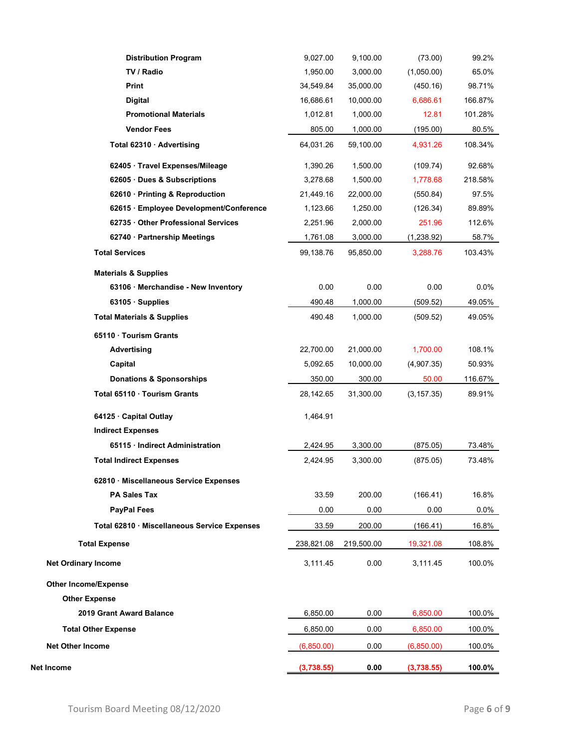| | | | | |
|---|---|---|---|---|
| Distribution Program | 9,027.00 | 9,100.00 | (73.00) | 99.2% |
| TV / Radio | 1,950.00 | 3,000.00 | (1,050.00) | 65.0% |
| Print | 34,549.84 | 35,000.00 | (450.16) | 98.71% |
| Digital | 16,686.61 | 10,000.00 | 6,686.61 | 166.87% |
| Promotional Materials | 1,012.81 | 1,000.00 | 12.81 | 101.28% |
| Vendor Fees | 805.00 | 1,000.00 | (195.00) | 80.5% |
| **Total 62310 · Advertising** | 64,031.26 | 59,100.00 | 4,931.26 | 108.34% |
| 62405 · Travel Expenses/Mileage | 1,390.26 | 1,500.00 | (109.74) | 92.68% |
| 62605 · Dues & Subscriptions | 3,278.68 | 1,500.00 | 1,778.68 | 218.58% |
| 62610 · Printing & Reproduction | 21,449.16 | 22,000.00 | (550.84) | 97.5% |
| 62615 · Employee Development/Conference | 1,123.66 | 1,250.00 | (126.34) | 89.89% |
| 62735 · Other Professional Services | 2,251.96 | 2,000.00 | 251.96 | 112.6% |
| 62740 · Partnership Meetings | 1,761.08 | 3,000.00 | (1,238.92) | 58.7% |
| **Total Services** | 99,138.76 | 95,850.00 | 3,288.76 | 103.43% |
| **Materials & Supplies** | | | | |
| 63106 · Merchandise - New Inventory | 0.00 | 0.00 | 0.00 | 0.0% |
| 63105 · Supplies | 490.48 | 1,000.00 | (509.52) | 49.05% |
| **Total Materials & Supplies** | 490.48 | 1,000.00 | (509.52) | 49.05% |
| **65110 · Tourism Grants** | | | | |
| Advertising | 22,700.00 | 21,000.00 | 1,700.00 | 108.1% |
| Capital | 5,092.65 | 10,000.00 | (4,907.35) | 50.93% |
| Donations & Sponsorships | 350.00 | 300.00 | 50.00 | 116.67% |
| **Total 65110 · Tourism Grants** | 28,142.65 | 31,300.00 | (3,157.35) | 89.91% |
| 64125 · Capital Outlay | 1,464.91 | | | |
| **Indirect Expenses** | | | | |
| 65115 · Indirect Administration | 2,424.95 | 3,300.00 | (875.05) | 73.48% |
| **Total Indirect Expenses** | 2,424.95 | 3,300.00 | (875.05) | 73.48% |
| **62810 · Miscellaneous Service Expenses** | | | | |
| PA Sales Tax | 33.59 | 200.00 | (166.41) | 16.8% |
| PayPal Fees | 0.00 | 0.00 | 0.00 | 0.0% |
| **Total 62810 · Miscellaneous Service Expenses** | 33.59 | 200.00 | (166.41) | 16.8% |
| **Total Expense** | 238,821.08 | 219,500.00 | 19,321.08 | 108.8% |
| **Net Ordinary Income** | 3,111.45 | 0.00 | 3,111.45 | 100.0% |
| **Other Income/Expense** | | | | |
| **Other Expense** | | | | |
| 2019 Grant Award Balance | 6,850.00 | 0.00 | 6,850.00 | 100.0% |
| **Total Other Expense** | 6,850.00 | 0.00 | 6,850.00 | 100.0% |
| **Net Other Income** | (6,850.00) | 0.00 | (6,850.00) | 100.0% |
| **Net Income** | **(3,738.55)** | **0.00** | **(3,738.55)** | **100.0%** |

Tourism Board Meeting 08/12/2020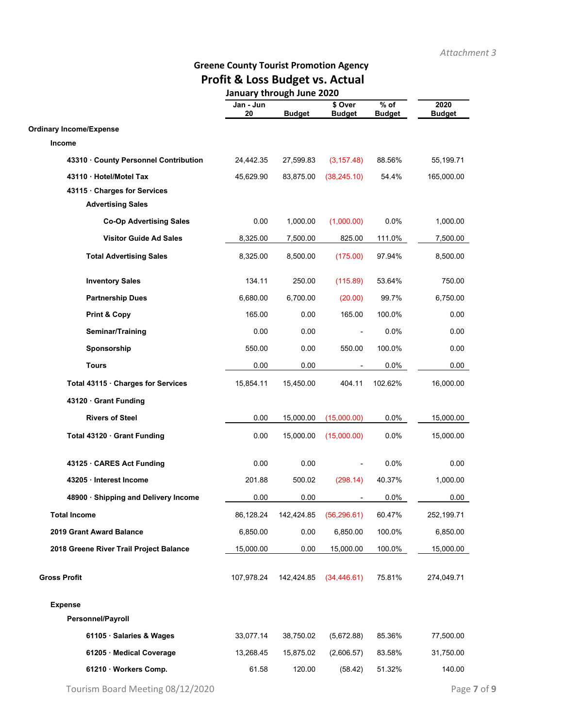*Attachment 3*

## Greene County Tourist Promotion Agency
# Profit & Loss Budget vs. Actual
### January through June 2020

| | Jan - Jun 20 | Budget | $ Over Budget | % of Budget | 2020 Budget |
|---|---|---|---|---|---|
| **Ordinary Income/Expense** | | | | | |
| **Income** | | | | | |
| **43310 · County Personnel Contribution** | 24,442.35 | 27,599.83 | (3,157.48) | 88.56% | 55,199.71 |
| **43110 · Hotel/Motel Tax** | 45,629.90 | 83,875.00 | (38,245.10) | 54.4% | 165,000.00 |
| **43115 · Charges for Services** | | | | | |
| **Advertising Sales** | | | | | |
| **Co-Op Advertising Sales** | 0.00 | 1,000.00 | (1,000.00) | 0.0% | 1,000.00 |
| **Visitor Guide Ad Sales** | 8,325.00 | 7,500.00 | 825.00 | 111.0% | 7,500.00 |
| **Total Advertising Sales** | 8,325.00 | 8,500.00 | (175.00) | 97.94% | 8,500.00 |
| **Inventory Sales** | 134.11 | 250.00 | (115.89) | 53.64% | 750.00 |
| **Partnership Dues** | 6,680.00 | 6,700.00 | (20.00) | 99.7% | 6,750.00 |
| **Print & Copy** | 165.00 | 0.00 | 165.00 | 100.0% | 0.00 |
| **Seminar/Training** | 0.00 | 0.00 | - | 0.0% | 0.00 |
| **Sponsorship** | 550.00 | 0.00 | 550.00 | 100.0% | 0.00 |
| **Tours** | 0.00 | 0.00 | - | 0.0% | 0.00 |
| **Total 43115 · Charges for Services** | 15,854.11 | 15,450.00 | 404.11 | 102.62% | 16,000.00 |
| **43120 · Grant Funding** | | | | | |
| **Rivers of Steel** | 0.00 | 15,000.00 | (15,000.00) | 0.0% | 15,000.00 |
| **Total 43120 · Grant Funding** | 0.00 | 15,000.00 | (15,000.00) | 0.0% | 15,000.00 |
| **43125 · CARES Act Funding** | 0.00 | 0.00 | - | 0.0% | 0.00 |
| **43205 · Interest Income** | 201.88 | 500.02 | (298.14) | 40.37% | 1,000.00 |
| **48900 · Shipping and Delivery Income** | 0.00 | 0.00 | - | 0.0% | 0.00 |
| **Total Income** | 86,128.24 | 142,424.85 | (56,296.61) | 60.47% | 252,199.71 |
| **2019 Grant Award Balance** | 6,850.00 | 0.00 | 6,850.00 | 100.0% | 6,850.00 |
| **2018 Greene River Trail Project Balance** | 15,000.00 | 0.00 | 15,000.00 | 100.0% | 15,000.00 |
| **Gross Profit** | 107,978.24 | 142,424.85 | (34,446.61) | 75.81% | 274,049.71 |
| **Expense** | | | | | |
| **Personnel/Payroll** | | | | | |
| **61105 · Salaries & Wages** | 33,077.14 | 38,750.02 | (5,672.88) | 85.36% | 77,500.00 |
| **61205 · Medical Coverage** | 13,268.45 | 15,875.02 | (2,606.57) | 83.58% | 31,750.00 |
| **61210 · Workers Comp.** | 61.58 | 120.00 | (58.42) | 51.32% | 140.00 |

Tourism Board Meeting 08/12/2020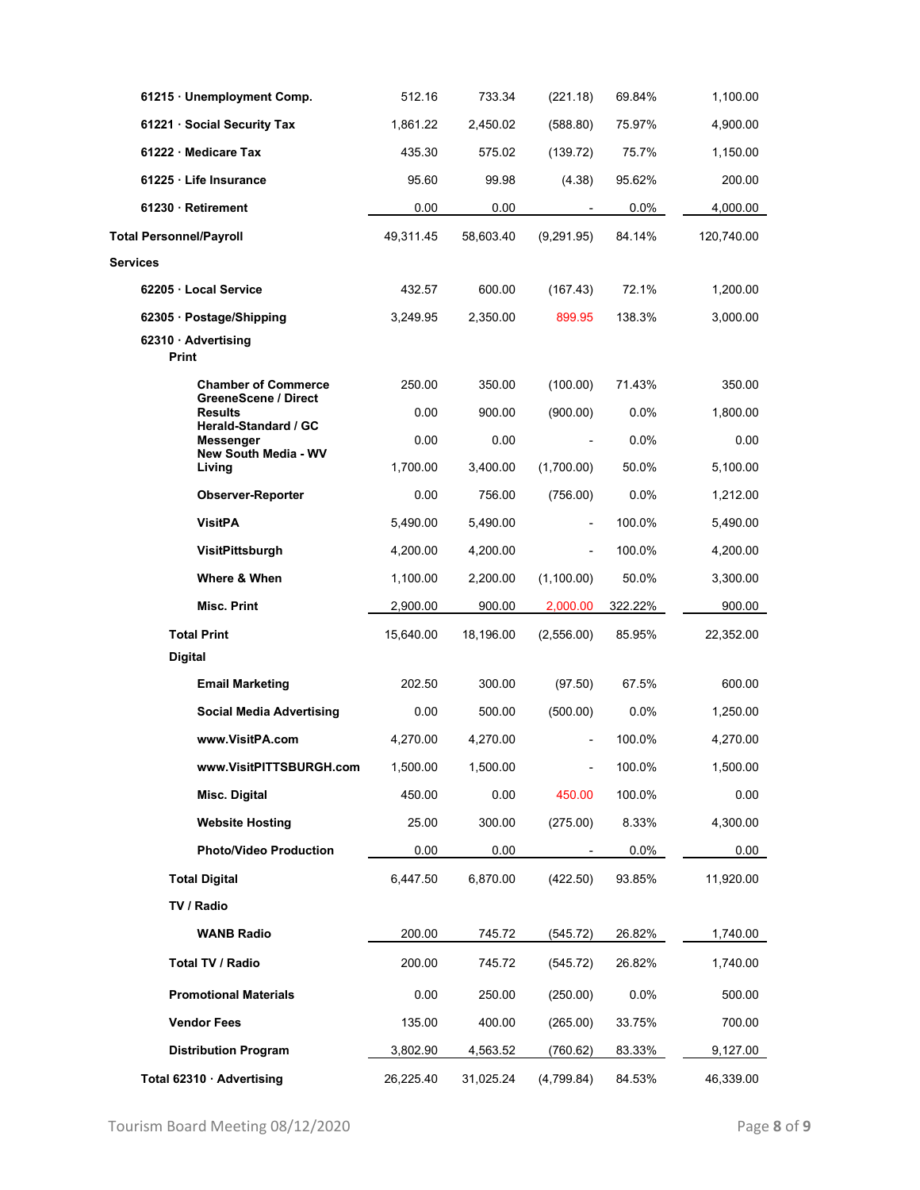| | | | | | |
|---|---|---|---|---|---|
| **61215 · Unemployment Comp.** | 512.16 | 733.34 | (221.18) | 69.84% | 1,100.00 |
| **61221 · Social Security Tax** | 1,861.22 | 2,450.02 | (588.80) | 75.97% | 4,900.00 |
| **61222 · Medicare Tax** | 435.30 | 575.02 | (139.72) | 75.7% | 1,150.00 |
| **61225 · Life Insurance** | 95.60 | 99.98 | (4.38) | 95.62% | 200.00 |
| **61230 · Retirement** | 0.00 | 0.00 | - | 0.0% | 4,000.00 |
| **Total Personnel/Payroll** | 49,311.45 | 58,603.40 | (9,291.95) | 84.14% | 120,740.00 |
| **Services** | | | | | |
| **62205 · Local Service** | 432.57 | 600.00 | (167.43) | 72.1% | 1,200.00 |
| **62305 · Postage/Shipping** | 3,249.95 | 2,350.00 | 899.95 | 138.3% | 3,000.00 |
| **62310 · Advertising** | | | | | |
| **Print** | | | | | |
| **Chamber of Commerce** | 250.00 | 350.00 | (100.00) | 71.43% | 350.00 |
| **GreeneScene / Direct Results** | 0.00 | 900.00 | (900.00) | 0.0% | 1,800.00 |
| **Herald-Standard / GC Messenger** | 0.00 | 0.00 | - | 0.0% | 0.00 |
| **New South Media - WV Living** | 1,700.00 | 3,400.00 | (1,700.00) | 50.0% | 5,100.00 |
| **Observer-Reporter** | 0.00 | 756.00 | (756.00) | 0.0% | 1,212.00 |
| **VisitPA** | 5,490.00 | 5,490.00 | - | 100.0% | 5,490.00 |
| **VisitPittsburgh** | 4,200.00 | 4,200.00 | - | 100.0% | 4,200.00 |
| **Where & When** | 1,100.00 | 2,200.00 | (1,100.00) | 50.0% | 3,300.00 |
| **Misc. Print** | 2,900.00 | 900.00 | 2,000.00 | 322.22% | 900.00 |
| **Total Print** | 15,640.00 | 18,196.00 | (2,556.00) | 85.95% | 22,352.00 |
| **Digital** | | | | | |
| **Email Marketing** | 202.50 | 300.00 | (97.50) | 67.5% | 600.00 |
| **Social Media Advertising** | 0.00 | 500.00 | (500.00) | 0.0% | 1,250.00 |
| **www.VisitPA.com** | 4,270.00 | 4,270.00 | - | 100.0% | 4,270.00 |
| **www.VisitPITTSBURGH.com** | 1,500.00 | 1,500.00 | - | 100.0% | 1,500.00 |
| **Misc. Digital** | 450.00 | 0.00 | 450.00 | 100.0% | 0.00 |
| **Website Hosting** | 25.00 | 300.00 | (275.00) | 8.33% | 4,300.00 |
| **Photo/Video Production** | 0.00 | 0.00 | - | 0.0% | 0.00 |
| **Total Digital** | 6,447.50 | 6,870.00 | (422.50) | 93.85% | 11,920.00 |
| **TV / Radio** | | | | | |
| **WANB Radio** | 200.00 | 745.72 | (545.72) | 26.82% | 1,740.00 |
| **Total TV / Radio** | 200.00 | 745.72 | (545.72) | 26.82% | 1,740.00 |
| **Promotional Materials** | 0.00 | 250.00 | (250.00) | 0.0% | 500.00 |
| **Vendor Fees** | 135.00 | 400.00 | (265.00) | 33.75% | 700.00 |
| **Distribution Program** | 3,802.90 | 4,563.52 | (760.62) | 83.33% | 9,127.00 |
| **Total 62310 · Advertising** | 26,225.40 | 31,025.24 | (4,799.84) | 84.53% | 46,339.00 |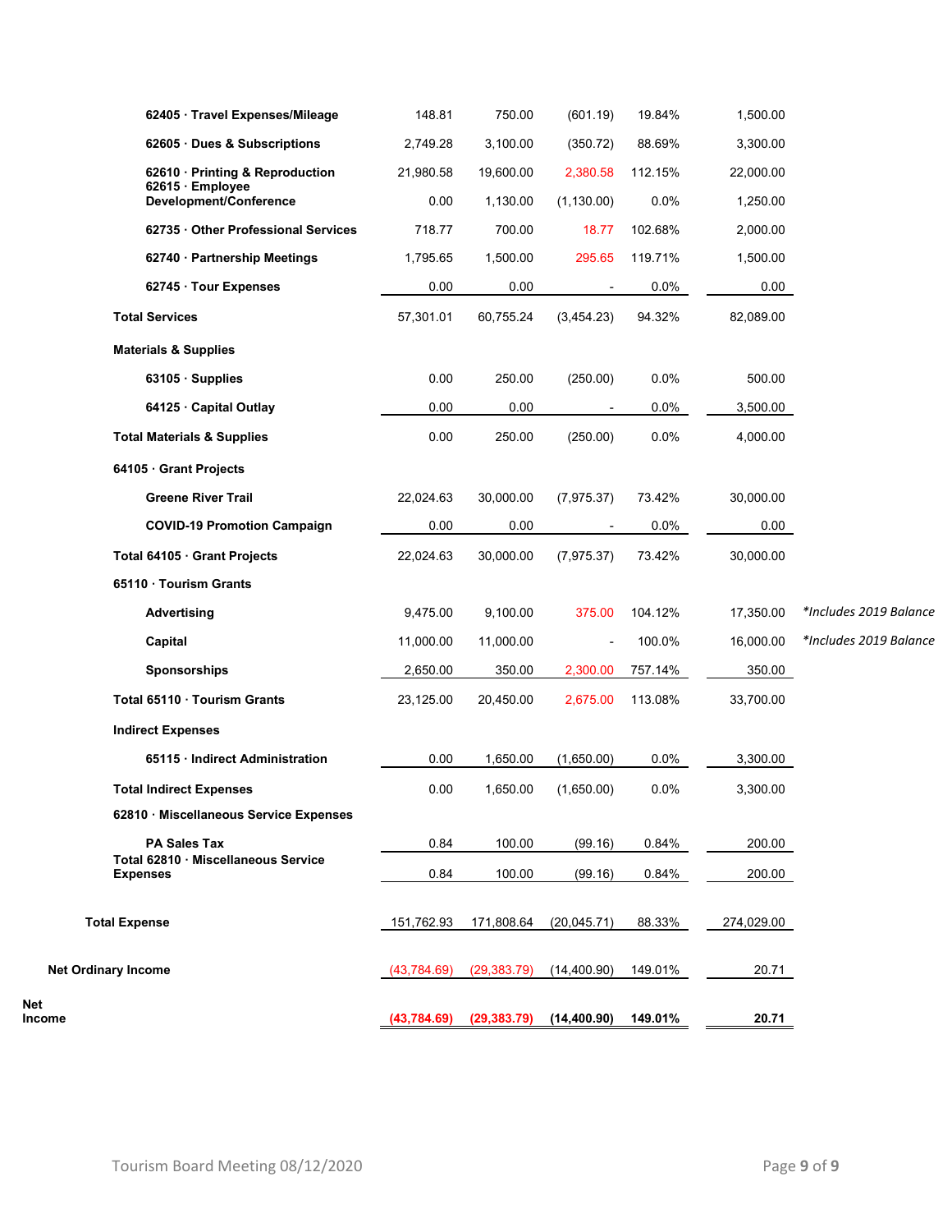| | | | | | | |
|---|---|---|---|---|---|---|
| 62405 · Travel Expenses/Mileage | 148.81 | 750.00 | (601.19) | 19.84% | 1,500.00 | |
| 62605 · Dues & Subscriptions | 2,749.28 | 3,100.00 | (350.72) | 88.69% | 3,300.00 | |
| 62610 · Printing & Reproduction | 21,980.58 | 19,600.00 | 2,380.58 | 112.15% | 22,000.00 | |
| 62615 · Employee Development/Conference | 0.00 | 1,130.00 | (1,130.00) | 0.0% | 1,250.00 | |
| 62735 · Other Professional Services | 718.77 | 700.00 | 18.77 | 102.68% | 2,000.00 | |
| 62740 · Partnership Meetings | 1,795.65 | 1,500.00 | 295.65 | 119.71% | 1,500.00 | |
| 62745 · Tour Expenses | 0.00 | 0.00 | - | 0.0% | 0.00 | |
| **Total Services** | 57,301.01 | 60,755.24 | (3,454.23) | 94.32% | 82,089.00 | |
| **Materials & Supplies** | | | | | | |
| 63105 · Supplies | 0.00 | 250.00 | (250.00) | 0.0% | 500.00 | |
| 64125 · Capital Outlay | 0.00 | 0.00 | - | 0.0% | 3,500.00 | |
| **Total Materials & Supplies** | 0.00 | 250.00 | (250.00) | 0.0% | 4,000.00 | |
| **64105 · Grant Projects** | | | | | | |
| Greene River Trail | 22,024.63 | 30,000.00 | (7,975.37) | 73.42% | 30,000.00 | |
| COVID-19 Promotion Campaign | 0.00 | 0.00 | - | 0.0% | 0.00 | |
| **Total 64105 · Grant Projects** | 22,024.63 | 30,000.00 | (7,975.37) | 73.42% | 30,000.00 | |
| **65110 · Tourism Grants** | | | | | | |
| Advertising | 9,475.00 | 9,100.00 | 375.00 | 104.12% | 17,350.00 | *Includes 2019 Balance* |
| Capital | 11,000.00 | 11,000.00 | - | 100.0% | 16,000.00 | *Includes 2019 Balance* |
| Sponsorships | 2,650.00 | 350.00 | 2,300.00 | 757.14% | 350.00 | |
| **Total 65110 · Tourism Grants** | 23,125.00 | 20,450.00 | 2,675.00 | 113.08% | 33,700.00 | |
| **Indirect Expenses** | | | | | | |
| 65115 · Indirect Administration | 0.00 | 1,650.00 | (1,650.00) | 0.0% | 3,300.00 | |
| **Total Indirect Expenses** | 0.00 | 1,650.00 | (1,650.00) | 0.0% | 3,300.00 | |
| **62810 · Miscellaneous Service Expenses** | | | | | | |
| PA Sales Tax | 0.84 | 100.00 | (99.16) | 0.84% | 200.00 | |
| **Total 62810 · Miscellaneous Service Expenses** | 0.84 | 100.00 | (99.16) | 0.84% | 200.00 | |
| **Total Expense** | 151,762.93 | 171,808.64 | (20,045.71) | 88.33% | 274,029.00 | |
| **Net Ordinary Income** | (43,784.69) | (29,383.79) | (14,400.90) | 149.01% | 20.71 | |
| **Net Income** | **(43,784.69)** | **(29,383.79)** | **(14,400.90)** | **149.01%** | **20.71** | |